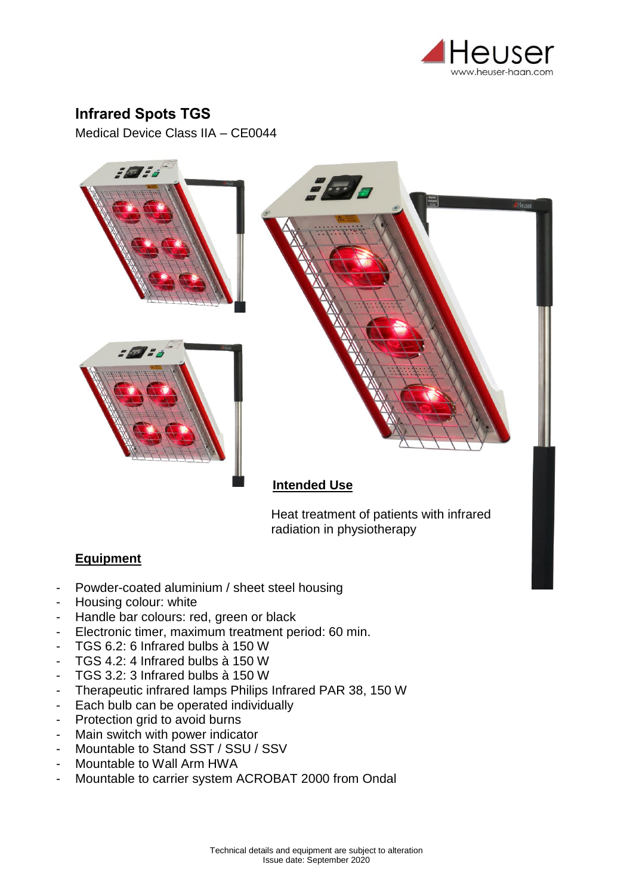# Infrared Spots TGS

Medical Device Class IIA – CE0044

## Intended Use

Heat treatment of patients with infrared radiation in physiotherapy

## Equipment

- Powder-coated aluminium / sheet steel housing
- Housing colour: white
- Handle bar colours: red, green or black
- Electronic timer, maximum treatment period: 60 min.
- TGS 6.2: 6 Infrared bulbs à 150 W
- TGS 4.2: 4 Infrared bulbs à 150 W
- TGS 3.2: 3 Infrared bulbs à 150 W
- Therapeutic infrared lamps Philips Infrared PAR 38, 150 W
- Each bulb can be operated individually
- Protection grid to avoid burns
- Main switch with power indicator
- Mountable to Stand SST / SSU / SSV
- Mountable to Wall Arm HWA
- Mountable to carrier system ACROBAT 2000 from Ondal

Technical details and equipment are subject to alteration
Issue date: September 2020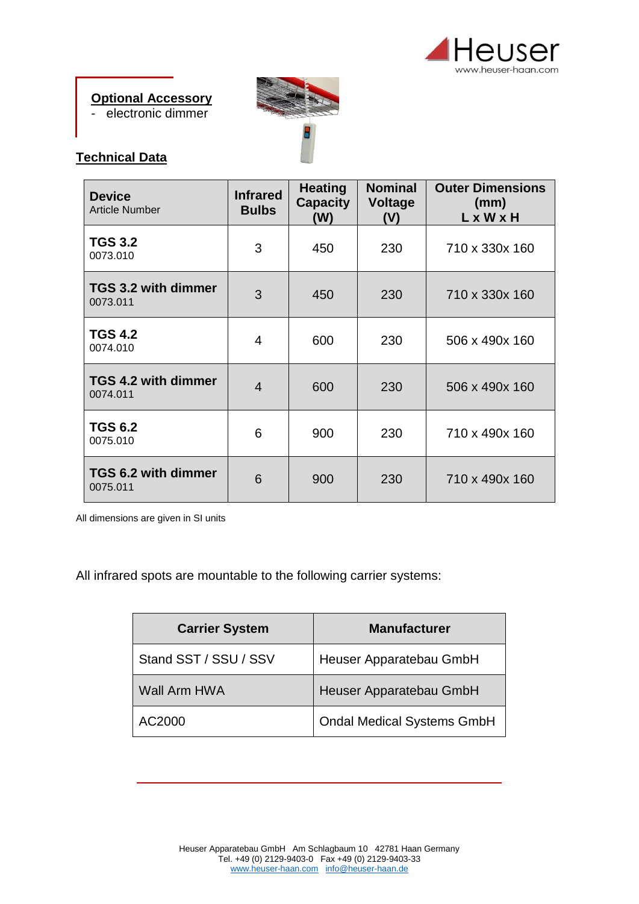**Optional Accessory**

- electronic dimmer

**Technical Data**

| Device<br>Article Number | Infrared Bulbs | Heating Capacity (W) | Nominal Voltage (V) | Outer Dimensions (mm) L x W x H |
|---|---|---|---|---|
| **TGS 3.2**<br>0073.010 | 3 | 450 | 230 | 710 x 330x 160 |
| **TGS 3.2 with dimmer**<br>0073.011 | 3 | 450 | 230 | 710 x 330x 160 |
| **TGS 4.2**<br>0074.010 | 4 | 600 | 230 | 506 x 490x 160 |
| **TGS 4.2 with dimmer**<br>0074.011 | 4 | 600 | 230 | 506 x 490x 160 |
| **TGS 6.2**<br>0075.010 | 6 | 900 | 230 | 710 x 490x 160 |
| **TGS 6.2 with dimmer**<br>0075.011 | 6 | 900 | 230 | 710 x 490x 160 |

All dimensions are given in SI units

All infrared spots are mountable to the following carrier systems:

| Carrier System | Manufacturer |
|---|---|
| Stand SST / SSU / SSV | Heuser Apparatebau GmbH |
| Wall Arm HWA | Heuser Apparatebau GmbH |
| AC2000 | Ondal Medical Systems GmbH |

Heuser Apparatebau GmbH Am Schlagbaum 10 42781 Haan Germany
Tel. +49 (0) 2129-9403-0 Fax +49 (0) 2129-9403-33
www.heuser-haan.com info@heuser-haan.de